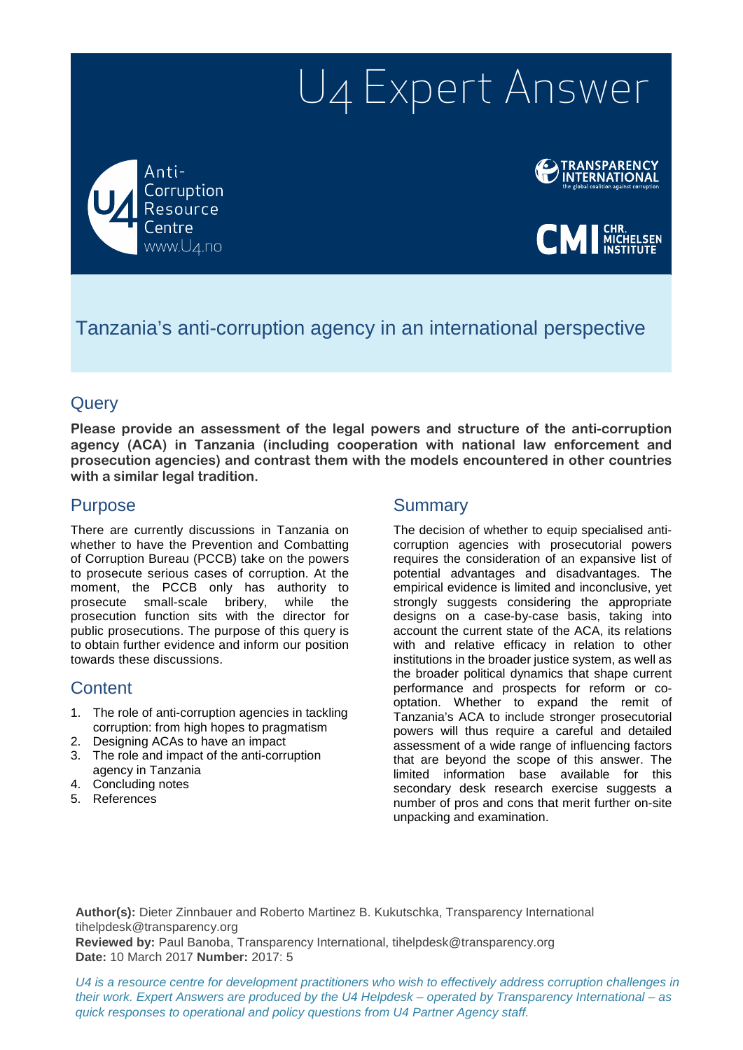# U4 Expert Answer

Anti-Corruption Resource Centre
www.U4.no

TRANSPARENCY INTERNATIONAL
the global coalition against corruption

CMI CHR. MICHELSEN INSTITUTE

## Tanzania's anti-corruption agency in an international perspective

## Query

**Please provide an assessment of the legal powers and structure of the anti-corruption agency (ACA) in Tanzania (including cooperation with national law enforcement and prosecution agencies) and contrast them with the models encountered in other countries with a similar legal tradition.**

## Purpose

There are currently discussions in Tanzania on whether to have the Prevention and Combatting of Corruption Bureau (PCCB) take on the powers to prosecute serious cases of corruption. At the moment, the PCCB only has authority to prosecute small-scale bribery, while the prosecution function sits with the director for public prosecutions. The purpose of this query is to obtain further evidence and inform our position towards these discussions.

## Content

1. The role of anti-corruption agencies in tackling corruption: from high hopes to pragmatism
2. Designing ACAs to have an impact
3. The role and impact of the anti-corruption agency in Tanzania
4. Concluding notes
5. References

## Summary

The decision of whether to equip specialised anti-corruption agencies with prosecutorial powers requires the consideration of an expansive list of potential advantages and disadvantages. The empirical evidence is limited and inconclusive, yet strongly suggests considering the appropriate designs on a case-by-case basis, taking into account the current state of the ACA, its relations with and relative efficacy in relation to other institutions in the broader justice system, as well as the broader political dynamics that shape current performance and prospects for reform or co-optation. Whether to expand the remit of Tanzania's ACA to include stronger prosecutorial powers will thus require a careful and detailed assessment of a wide range of influencing factors that are beyond the scope of this answer. The limited information base available for this secondary desk research exercise suggests a number of pros and cons that merit further on-site unpacking and examination.

**Author(s):** Dieter Zinnbauer and Roberto Martinez B. Kukutschka, Transparency International tihelpdesk@transparency.org
**Reviewed by:** Paul Banoba, Transparency International, tihelpdesk@transparency.org
**Date:** 10 March 2017 **Number:** 2017: 5

*U4 is a resource centre for development practitioners who wish to effectively address corruption challenges in their work. Expert Answers are produced by the U4 Helpdesk – operated by Transparency International – as quick responses to operational and policy questions from U4 Partner Agency staff.*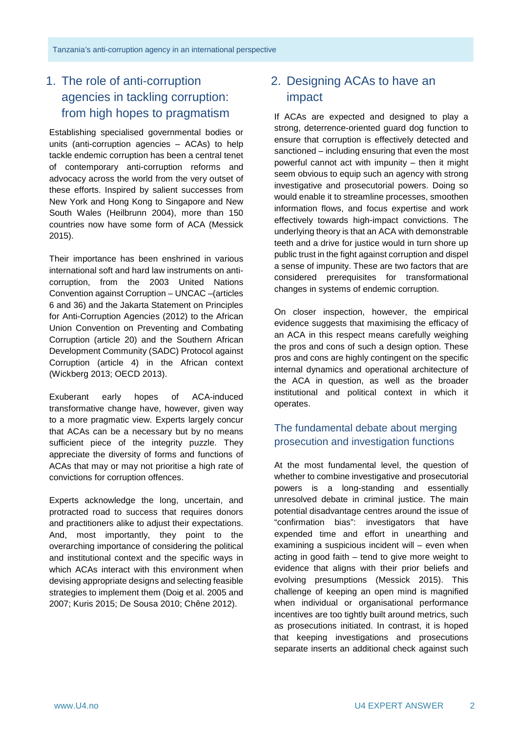## 1. The role of anti-corruption agencies in tackling corruption: from high hopes to pragmatism

Establishing specialised governmental bodies or units (anti-corruption agencies – ACAs) to help tackle endemic corruption has been a central tenet of contemporary anti-corruption reforms and advocacy across the world from the very outset of these efforts. Inspired by salient successes from New York and Hong Kong to Singapore and New South Wales (Heilbrunn 2004), more than 150 countries now have some form of ACA (Messick 2015).

Their importance has been enshrined in various international soft and hard law instruments on anti-corruption, from the 2003 United Nations Convention against Corruption – UNCAC –(articles 6 and 36) and the Jakarta Statement on Principles for Anti-Corruption Agencies (2012) to the African Union Convention on Preventing and Combating Corruption (article 20) and the Southern African Development Community (SADC) Protocol against Corruption (article 4) in the African context (Wickberg 2013; OECD 2013).

Exuberant early hopes of ACA-induced transformative change have, however, given way to a more pragmatic view. Experts largely concur that ACAs can be a necessary but by no means sufficient piece of the integrity puzzle. They appreciate the diversity of forms and functions of ACAs that may or may not prioritise a high rate of convictions for corruption offences.

Experts acknowledge the long, uncertain, and protracted road to success that requires donors and practitioners alike to adjust their expectations. And, most importantly, they point to the overarching importance of considering the political and institutional context and the specific ways in which ACAs interact with this environment when devising appropriate designs and selecting feasible strategies to implement them (Doig et al. 2005 and 2007; Kuris 2015; De Sousa 2010; Chêne 2012).

## 2. Designing ACAs to have an impact

If ACAs are expected and designed to play a strong, deterrence-oriented guard dog function to ensure that corruption is effectively detected and sanctioned – including ensuring that even the most powerful cannot act with impunity – then it might seem obvious to equip such an agency with strong investigative and prosecutorial powers. Doing so would enable it to streamline processes, smoothen information flows, and focus expertise and work effectively towards high-impact convictions. The underlying theory is that an ACA with demonstrable teeth and a drive for justice would in turn shore up public trust in the fight against corruption and dispel a sense of impunity. These are two factors that are considered prerequisites for transformational changes in systems of endemic corruption.

On closer inspection, however, the empirical evidence suggests that maximising the efficacy of an ACA in this respect means carefully weighing the pros and cons of such a design option. These pros and cons are highly contingent on the specific internal dynamics and operational architecture of the ACA in question, as well as the broader institutional and political context in which it operates.

### The fundamental debate about merging prosecution and investigation functions

At the most fundamental level, the question of whether to combine investigative and prosecutorial powers is a long-standing and essentially unresolved debate in criminal justice. The main potential disadvantage centres around the issue of "confirmation bias": investigators that have expended time and effort in unearthing and examining a suspicious incident will – even when acting in good faith – tend to give more weight to evidence that aligns with their prior beliefs and evolving presumptions (Messick 2015). This challenge of keeping an open mind is magnified when individual or organisational performance incentives are too tightly built around metrics, such as prosecutions initiated. In contrast, it is hoped that keeping investigations and prosecutions separate inserts an additional check against such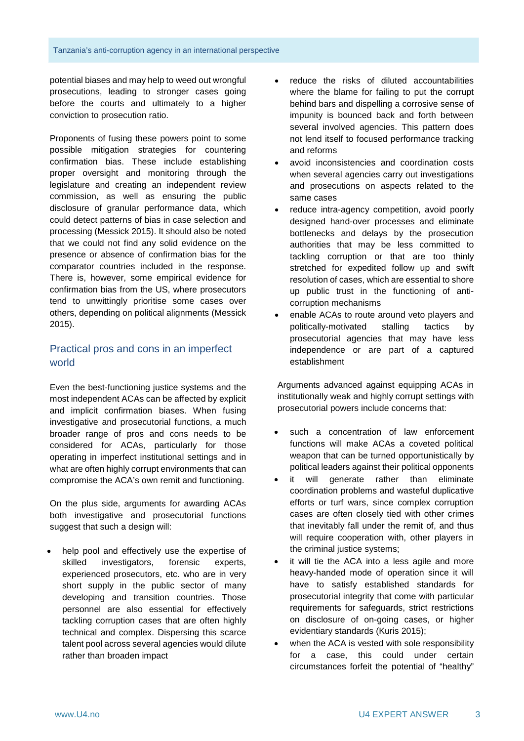potential biases and may help to weed out wrongful prosecutions, leading to stronger cases going before the courts and ultimately to a higher conviction to prosecution ratio.

Proponents of fusing these powers point to some possible mitigation strategies for countering confirmation bias. These include establishing proper oversight and monitoring through the legislature and creating an independent review commission, as well as ensuring the public disclosure of granular performance data, which could detect patterns of bias in case selection and processing (Messick 2015). It should also be noted that we could not find any solid evidence on the presence or absence of confirmation bias for the comparator countries included in the response. There is, however, some empirical evidence for confirmation bias from the US, where prosecutors tend to unwittingly prioritise some cases over others, depending on political alignments (Messick 2015).

## Practical pros and cons in an imperfect world

Even the best-functioning justice systems and the most independent ACAs can be affected by explicit and implicit confirmation biases. When fusing investigative and prosecutorial functions, a much broader range of pros and cons needs to be considered for ACAs, particularly for those operating in imperfect institutional settings and in what are often highly corrupt environments that can compromise the ACA's own remit and functioning.

On the plus side, arguments for awarding ACAs both investigative and prosecutorial functions suggest that such a design will:

- help pool and effectively use the expertise of skilled investigators, forensic experts, experienced prosecutors, etc. who are in very short supply in the public sector of many developing and transition countries. Those personnel are also essential for effectively tackling corruption cases that are often highly technical and complex. Dispersing this scarce talent pool across several agencies would dilute rather than broaden impact
- reduce the risks of diluted accountabilities where the blame for failing to put the corrupt behind bars and dispelling a corrosive sense of impunity is bounced back and forth between several involved agencies. This pattern does not lend itself to focused performance tracking and reforms
- avoid inconsistencies and coordination costs when several agencies carry out investigations and prosecutions on aspects related to the same cases
- reduce intra-agency competition, avoid poorly designed hand-over processes and eliminate bottlenecks and delays by the prosecution authorities that may be less committed to tackling corruption or that are too thinly stretched for expedited follow up and swift resolution of cases, which are essential to shore up public trust in the functioning of anti-corruption mechanisms
- enable ACAs to route around veto players and politically-motivated stalling tactics by prosecutorial agencies that may have less independence or are part of a captured establishment

Arguments advanced against equipping ACAs in institutionally weak and highly corrupt settings with prosecutorial powers include concerns that:

- such a concentration of law enforcement functions will make ACAs a coveted political weapon that can be turned opportunistically by political leaders against their political opponents
- it will generate rather than eliminate coordination problems and wasteful duplicative efforts or turf wars, since complex corruption cases are often closely tied with other crimes that inevitably fall under the remit of, and thus will require cooperation with, other players in the criminal justice systems;
- it will tie the ACA into a less agile and more heavy-handed mode of operation since it will have to satisfy established standards for prosecutorial integrity that come with particular requirements for safeguards, strict restrictions on disclosure of on-going cases, or higher evidentiary standards (Kuris 2015);
- when the ACA is vested with sole responsibility for a case, this could under certain circumstances forfeit the potential of "healthy"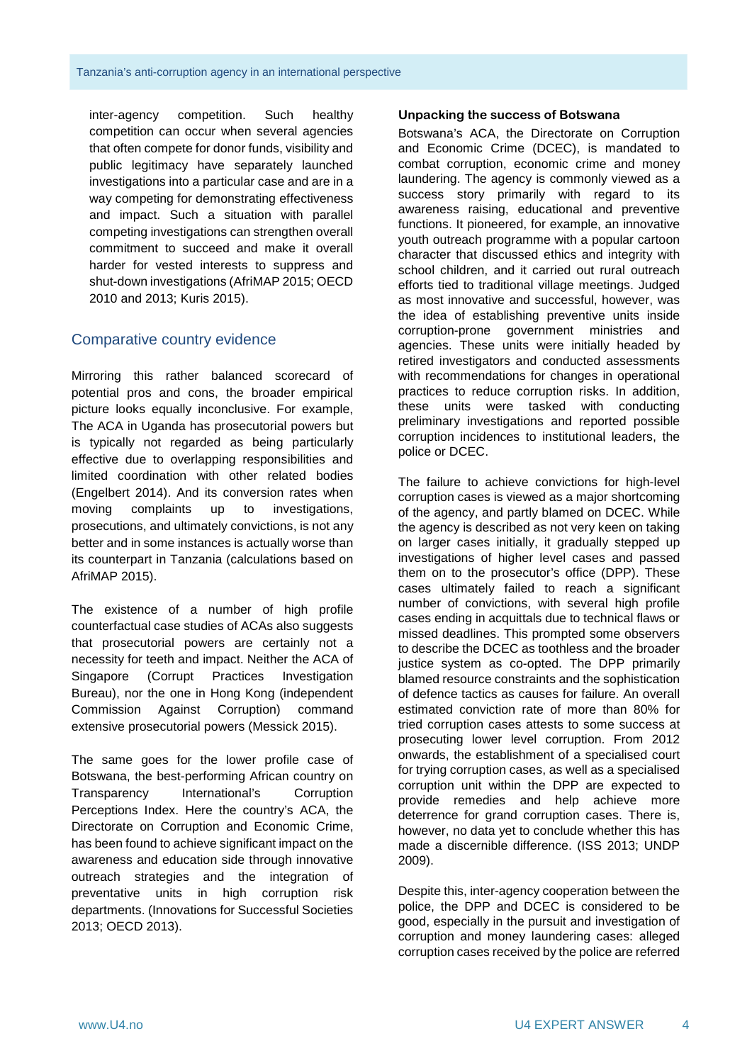inter-agency competition. Such healthy competition can occur when several agencies that often compete for donor funds, visibility and public legitimacy have separately launched investigations into a particular case and are in a way competing for demonstrating effectiveness and impact. Such a situation with parallel competing investigations can strengthen overall commitment to succeed and make it overall harder for vested interests to suppress and shut-down investigations (AfriMAP 2015; OECD 2010 and 2013; Kuris 2015).

## Comparative country evidence

Mirroring this rather balanced scorecard of potential pros and cons, the broader empirical picture looks equally inconclusive. For example, The ACA in Uganda has prosecutorial powers but is typically not regarded as being particularly effective due to overlapping responsibilities and limited coordination with other related bodies (Engelbert 2014). And its conversion rates when moving complaints up to investigations, prosecutions, and ultimately convictions, is not any better and in some instances is actually worse than its counterpart in Tanzania (calculations based on AfriMAP 2015).

The existence of a number of high profile counterfactual case studies of ACAs also suggests that prosecutorial powers are certainly not a necessity for teeth and impact. Neither the ACA of Singapore (Corrupt Practices Investigation Bureau), nor the one in Hong Kong (independent Commission Against Corruption) command extensive prosecutorial powers (Messick 2015).

The same goes for the lower profile case of Botswana, the best-performing African country on Transparency International's Corruption Perceptions Index. Here the country's ACA, the Directorate on Corruption and Economic Crime, has been found to achieve significant impact on the awareness and education side through innovative outreach strategies and the integration of preventative units in high corruption risk departments. (Innovations for Successful Societies 2013; OECD 2013).

### Unpacking the success of Botswana

Botswana's ACA, the Directorate on Corruption and Economic Crime (DCEC), is mandated to combat corruption, economic crime and money laundering. The agency is commonly viewed as a success story primarily with regard to its awareness raising, educational and preventive functions. It pioneered, for example, an innovative youth outreach programme with a popular cartoon character that discussed ethics and integrity with school children, and it carried out rural outreach efforts tied to traditional village meetings. Judged as most innovative and successful, however, was the idea of establishing preventive units inside corruption-prone government ministries and agencies. These units were initially headed by retired investigators and conducted assessments with recommendations for changes in operational practices to reduce corruption risks. In addition, these units were tasked with conducting preliminary investigations and reported possible corruption incidences to institutional leaders, the police or DCEC.

The failure to achieve convictions for high-level corruption cases is viewed as a major shortcoming of the agency, and partly blamed on DCEC. While the agency is described as not very keen on taking on larger cases initially, it gradually stepped up investigations of higher level cases and passed them on to the prosecutor's office (DPP). These cases ultimately failed to reach a significant number of convictions, with several high profile cases ending in acquittals due to technical flaws or missed deadlines. This prompted some observers to describe the DCEC as toothless and the broader justice system as co-opted. The DPP primarily blamed resource constraints and the sophistication of defence tactics as causes for failure. An overall estimated conviction rate of more than 80% for tried corruption cases attests to some success at prosecuting lower level corruption. From 2012 onwards, the establishment of a specialised court for trying corruption cases, as well as a specialised corruption unit within the DPP are expected to provide remedies and help achieve more deterrence for grand corruption cases. There is, however, no data yet to conclude whether this has made a discernible difference. (ISS 2013; UNDP 2009).

Despite this, inter-agency cooperation between the police, the DPP and DCEC is considered to be good, especially in the pursuit and investigation of corruption and money laundering cases: alleged corruption cases received by the police are referred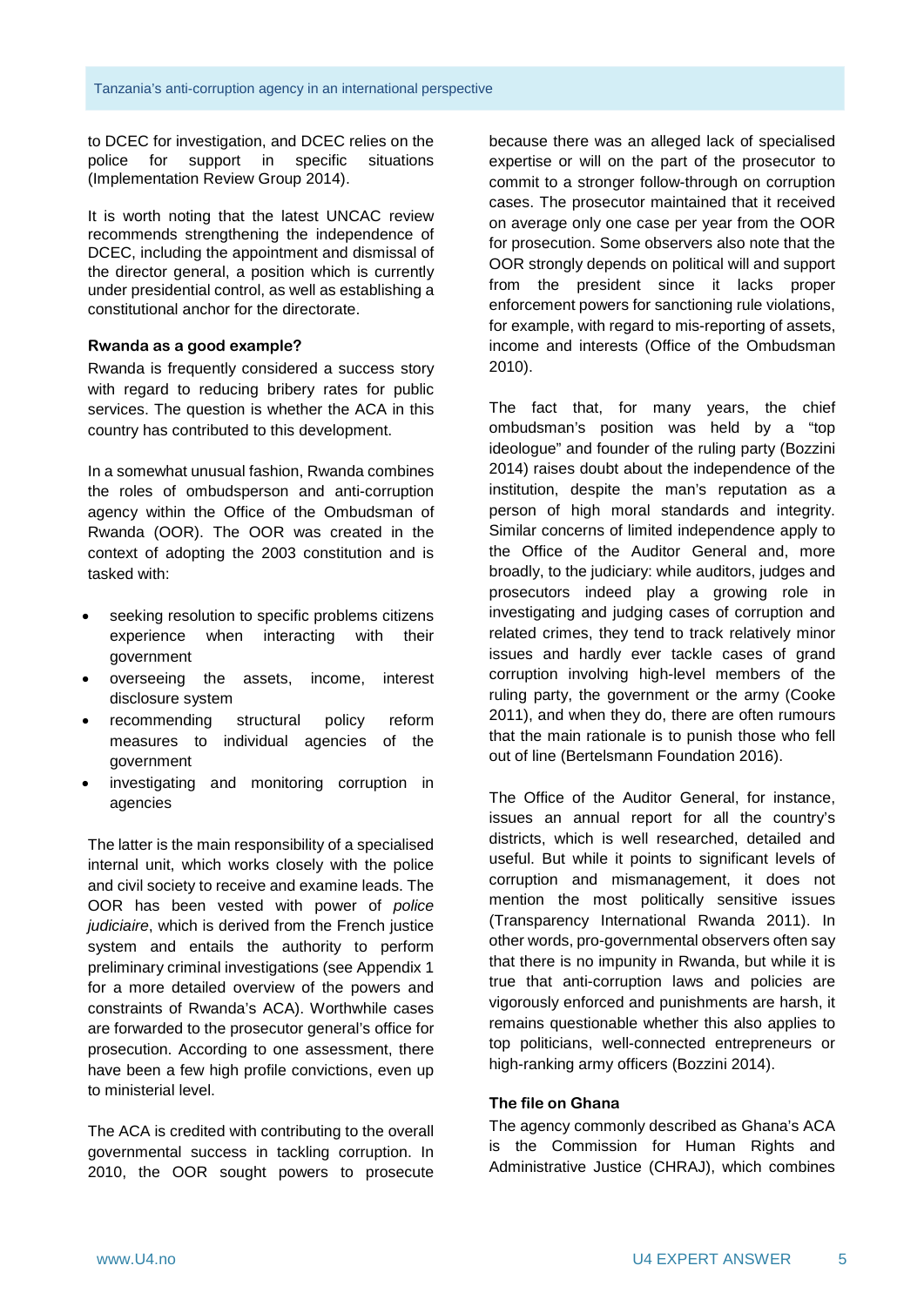to DCEC for investigation, and DCEC relies on the police for support in specific situations (Implementation Review Group 2014).

It is worth noting that the latest UNCAC review recommends strengthening the independence of DCEC, including the appointment and dismissal of the director general, a position which is currently under presidential control, as well as establishing a constitutional anchor for the directorate.

### Rwanda as a good example?

Rwanda is frequently considered a success story with regard to reducing bribery rates for public services. The question is whether the ACA in this country has contributed to this development.

In a somewhat unusual fashion, Rwanda combines the roles of ombudsperson and anti-corruption agency within the Office of the Ombudsman of Rwanda (OOR). The OOR was created in the context of adopting the 2003 constitution and is tasked with:

- seeking resolution to specific problems citizens experience when interacting with their government
- overseeing the assets, income, interest disclosure system
- recommending structural policy reform measures to individual agencies of the government
- investigating and monitoring corruption in agencies

The latter is the main responsibility of a specialised internal unit, which works closely with the police and civil society to receive and examine leads. The OOR has been vested with power of *police judiciaire*, which is derived from the French justice system and entails the authority to perform preliminary criminal investigations (see Appendix 1 for a more detailed overview of the powers and constraints of Rwanda's ACA). Worthwhile cases are forwarded to the prosecutor general's office for prosecution. According to one assessment, there have been a few high profile convictions, even up to ministerial level.

The ACA is credited with contributing to the overall governmental success in tackling corruption. In 2010, the OOR sought powers to prosecute because there was an alleged lack of specialised expertise or will on the part of the prosecutor to commit to a stronger follow-through on corruption cases. The prosecutor maintained that it received on average only one case per year from the OOR for prosecution. Some observers also note that the OOR strongly depends on political will and support from the president since it lacks proper enforcement powers for sanctioning rule violations, for example, with regard to mis-reporting of assets, income and interests (Office of the Ombudsman 2010).

The fact that, for many years, the chief ombudsman's position was held by a "top ideologue" and founder of the ruling party (Bozzini 2014) raises doubt about the independence of the institution, despite the man's reputation as a person of high moral standards and integrity. Similar concerns of limited independence apply to the Office of the Auditor General and, more broadly, to the judiciary: while auditors, judges and prosecutors indeed play a growing role in investigating and judging cases of corruption and related crimes, they tend to track relatively minor issues and hardly ever tackle cases of grand corruption involving high-level members of the ruling party, the government or the army (Cooke 2011), and when they do, there are often rumours that the main rationale is to punish those who fell out of line (Bertelsmann Foundation 2016).

The Office of the Auditor General, for instance, issues an annual report for all the country's districts, which is well researched, detailed and useful. But while it points to significant levels of corruption and mismanagement, it does not mention the most politically sensitive issues (Transparency International Rwanda 2011). In other words, pro-governmental observers often say that there is no impunity in Rwanda, but while it is true that anti-corruption laws and policies are vigorously enforced and punishments are harsh, it remains questionable whether this also applies to top politicians, well-connected entrepreneurs or high-ranking army officers (Bozzini 2014).

### The file on Ghana

The agency commonly described as Ghana's ACA is the Commission for Human Rights and Administrative Justice (CHRAJ), which combines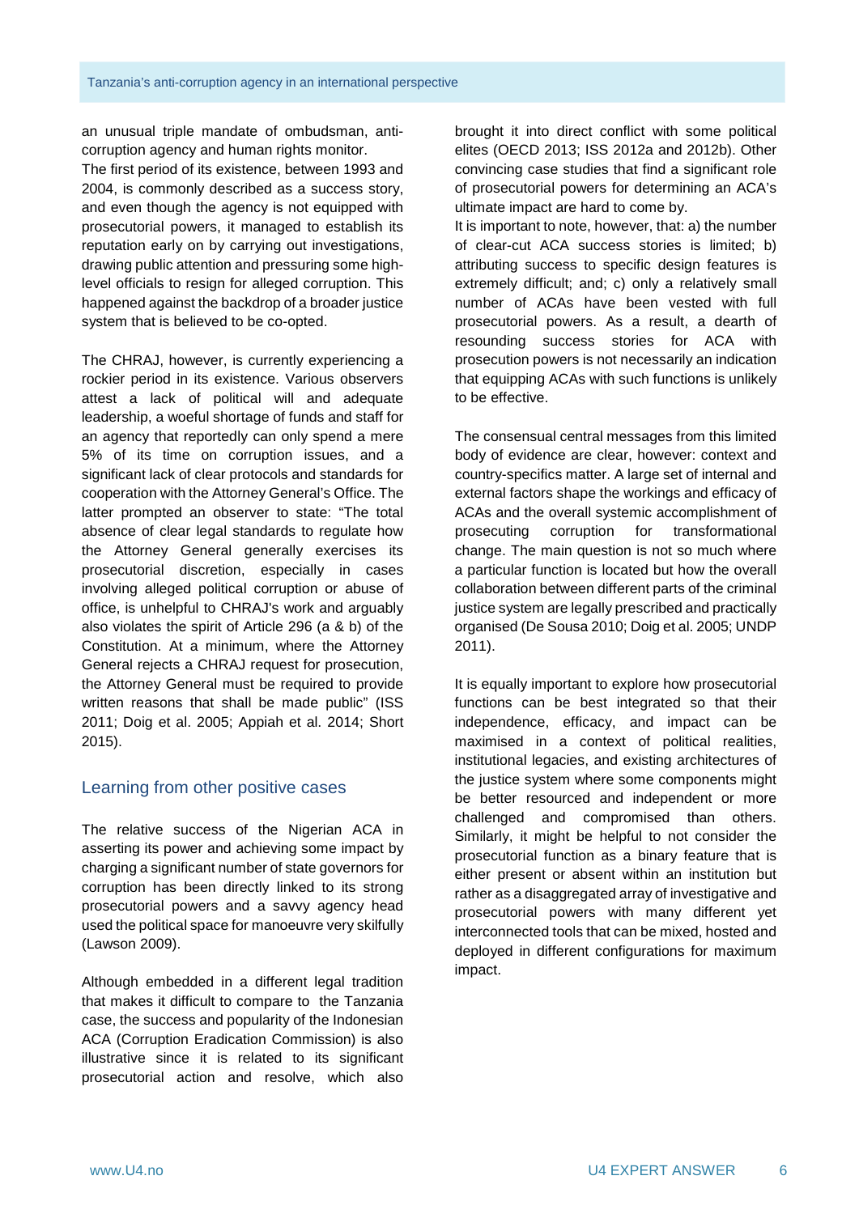an unusual triple mandate of ombudsman, anti-corruption agency and human rights monitor.

The first period of its existence, between 1993 and 2004, is commonly described as a success story, and even though the agency is not equipped with prosecutorial powers, it managed to establish its reputation early on by carrying out investigations, drawing public attention and pressuring some high-level officials to resign for alleged corruption. This happened against the backdrop of a broader justice system that is believed to be co-opted.

The CHRAJ, however, is currently experiencing a rockier period in its existence. Various observers attest a lack of political will and adequate leadership, a woeful shortage of funds and staff for an agency that reportedly can only spend a mere 5% of its time on corruption issues, and a significant lack of clear protocols and standards for cooperation with the Attorney General's Office. The latter prompted an observer to state: "The total absence of clear legal standards to regulate how the Attorney General generally exercises its prosecutorial discretion, especially in cases involving alleged political corruption or abuse of office, is unhelpful to CHRAJ's work and arguably also violates the spirit of Article 296 (a & b) of the Constitution. At a minimum, where the Attorney General rejects a CHRAJ request for prosecution, the Attorney General must be required to provide written reasons that shall be made public" (ISS 2011; Doig et al. 2005; Appiah et al. 2014; Short 2015).

## Learning from other positive cases

The relative success of the Nigerian ACA in asserting its power and achieving some impact by charging a significant number of state governors for corruption has been directly linked to its strong prosecutorial powers and a savvy agency head used the political space for manoeuvre very skilfully (Lawson 2009).

Although embedded in a different legal tradition that makes it difficult to compare to the Tanzania case, the success and popularity of the Indonesian ACA (Corruption Eradication Commission) is also illustrative since it is related to its significant prosecutorial action and resolve, which also brought it into direct conflict with some political elites (OECD 2013; ISS 2012a and 2012b). Other convincing case studies that find a significant role of prosecutorial powers for determining an ACA's ultimate impact are hard to come by.

It is important to note, however, that: a) the number of clear-cut ACA success stories is limited; b) attributing success to specific design features is extremely difficult; and; c) only a relatively small number of ACAs have been vested with full prosecutorial powers. As a result, a dearth of resounding success stories for ACA with prosecution powers is not necessarily an indication that equipping ACAs with such functions is unlikely to be effective.

The consensual central messages from this limited body of evidence are clear, however: context and country-specifics matter. A large set of internal and external factors shape the workings and efficacy of ACAs and the overall systemic accomplishment of prosecuting corruption for transformational change. The main question is not so much where a particular function is located but how the overall collaboration between different parts of the criminal justice system are legally prescribed and practically organised (De Sousa 2010; Doig et al. 2005; UNDP 2011).

It is equally important to explore how prosecutorial functions can be best integrated so that their independence, efficacy, and impact can be maximised in a context of political realities, institutional legacies, and existing architectures of the justice system where some components might be better resourced and independent or more challenged and compromised than others. Similarly, it might be helpful to not consider the prosecutorial function as a binary feature that is either present or absent within an institution but rather as a disaggregated array of investigative and prosecutorial powers with many different yet interconnected tools that can be mixed, hosted and deployed in different configurations for maximum impact.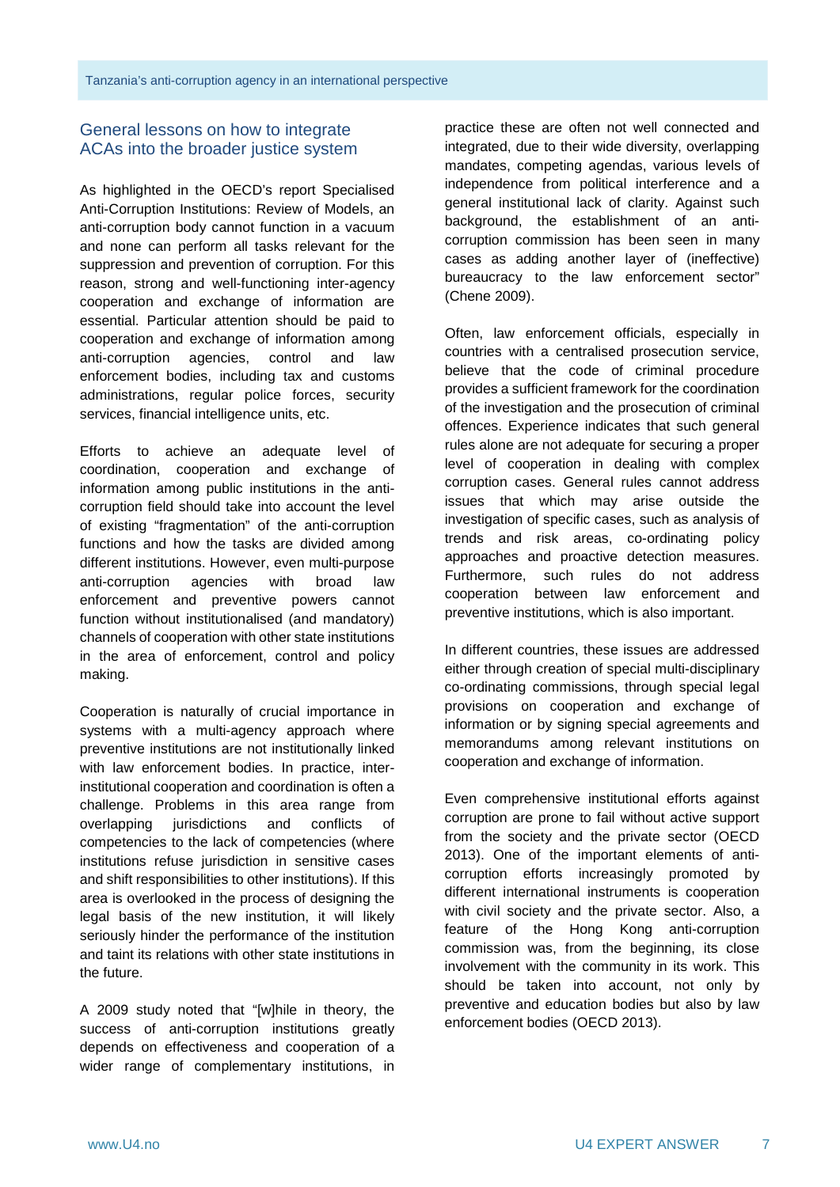## General lessons on how to integrate ACAs into the broader justice system

As highlighted in the OECD's report Specialised Anti-Corruption Institutions: Review of Models, an anti-corruption body cannot function in a vacuum and none can perform all tasks relevant for the suppression and prevention of corruption. For this reason, strong and well-functioning inter-agency cooperation and exchange of information are essential. Particular attention should be paid to cooperation and exchange of information among anti-corruption agencies, control and law enforcement bodies, including tax and customs administrations, regular police forces, security services, financial intelligence units, etc.

Efforts to achieve an adequate level of coordination, cooperation and exchange of information among public institutions in the anti-corruption field should take into account the level of existing "fragmentation" of the anti-corruption functions and how the tasks are divided among different institutions. However, even multi-purpose anti-corruption agencies with broad law enforcement and preventive powers cannot function without institutionalised (and mandatory) channels of cooperation with other state institutions in the area of enforcement, control and policy making.

Cooperation is naturally of crucial importance in systems with a multi-agency approach where preventive institutions are not institutionally linked with law enforcement bodies. In practice, inter-institutional cooperation and coordination is often a challenge. Problems in this area range from overlapping jurisdictions and conflicts of competencies to the lack of competencies (where institutions refuse jurisdiction in sensitive cases and shift responsibilities to other institutions). If this area is overlooked in the process of designing the legal basis of the new institution, it will likely seriously hinder the performance of the institution and taint its relations with other state institutions in the future.

A 2009 study noted that "[w]hile in theory, the success of anti-corruption institutions greatly depends on effectiveness and cooperation of a wider range of complementary institutions, in practice these are often not well connected and integrated, due to their wide diversity, overlapping mandates, competing agendas, various levels of independence from political interference and a general institutional lack of clarity. Against such background, the establishment of an anti-corruption commission has been seen in many cases as adding another layer of (ineffective) bureaucracy to the law enforcement sector" (Chene 2009).

Often, law enforcement officials, especially in countries with a centralised prosecution service, believe that the code of criminal procedure provides a sufficient framework for the coordination of the investigation and the prosecution of criminal offences. Experience indicates that such general rules alone are not adequate for securing a proper level of cooperation in dealing with complex corruption cases. General rules cannot address issues that which may arise outside the investigation of specific cases, such as analysis of trends and risk areas, co-ordinating policy approaches and proactive detection measures. Furthermore, such rules do not address cooperation between law enforcement and preventive institutions, which is also important.

In different countries, these issues are addressed either through creation of special multi-disciplinary co-ordinating commissions, through special legal provisions on cooperation and exchange of information or by signing special agreements and memorandums among relevant institutions on cooperation and exchange of information.

Even comprehensive institutional efforts against corruption are prone to fail without active support from the society and the private sector (OECD 2013). One of the important elements of anti-corruption efforts increasingly promoted by different international instruments is cooperation with civil society and the private sector. Also, a feature of the Hong Kong anti-corruption commission was, from the beginning, its close involvement with the community in its work. This should be taken into account, not only by preventive and education bodies but also by law enforcement bodies (OECD 2013).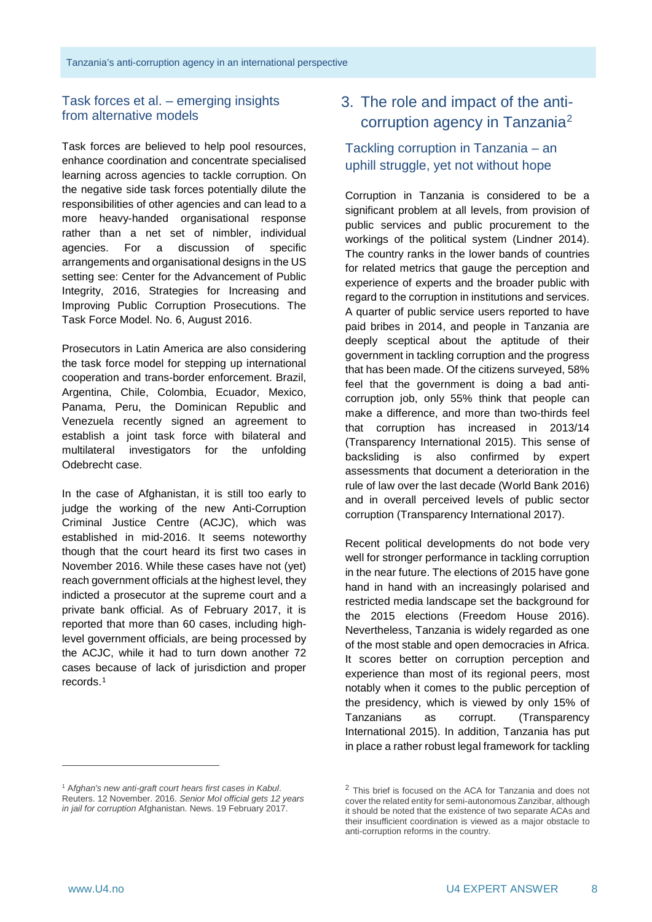### Task forces et al. – emerging insights from alternative models

Task forces are believed to help pool resources, enhance coordination and concentrate specialised learning across agencies to tackle corruption. On the negative side task forces potentially dilute the responsibilities of other agencies and can lead to a more heavy-handed organisational response rather than a net set of nimbler, individual agencies. For a discussion of specific arrangements and organisational designs in the US setting see: Center for the Advancement of Public Integrity, 2016, Strategies for Increasing and Improving Public Corruption Prosecutions. The Task Force Model. No. 6, August 2016.

Prosecutors in Latin America are also considering the task force model for stepping up international cooperation and trans-border enforcement. Brazil, Argentina, Chile, Colombia, Ecuador, Mexico, Panama, Peru, the Dominican Republic and Venezuela recently signed an agreement to establish a joint task force with bilateral and multilateral investigators for the unfolding Odebrecht case.

In the case of Afghanistan, it is still too early to judge the working of the new Anti-Corruption Criminal Justice Centre (ACJC), which was established in mid-2016. It seems noteworthy though that the court heard its first two cases in November 2016. While these cases have not (yet) reach government officials at the highest level, they indicted a prosecutor at the supreme court and a private bank official. As of February 2017, it is reported that more than 60 cases, including high-level government officials, are being processed by the ACJC, while it had to turn down another 72 cases because of lack of jurisdiction and proper records.[1]

[1] *Afghan's new anti-graft court hears first cases in Kabul*. Reuters. 12 November. 2016. *Senior MoI official gets 12 years in jail for corruption* Afghanistan. News. 19 February 2017.

## 3. The role and impact of the anti-corruption agency in Tanzania[2]

### Tackling corruption in Tanzania – an uphill struggle, yet not without hope

Corruption in Tanzania is considered to be a significant problem at all levels, from provision of public services and public procurement to the workings of the political system (Lindner 2014). The country ranks in the lower bands of countries for related metrics that gauge the perception and experience of experts and the broader public with regard to the corruption in institutions and services. A quarter of public service users reported to have paid bribes in 2014, and people in Tanzania are deeply sceptical about the aptitude of their government in tackling corruption and the progress that has been made. Of the citizens surveyed, 58% feel that the government is doing a bad anti-corruption job, only 55% think that people can make a difference, and more than two-thirds feel that corruption has increased in 2013/14 (Transparency International 2015). This sense of backsliding is also confirmed by expert assessments that document a deterioration in the rule of law over the last decade (World Bank 2016) and in overall perceived levels of public sector corruption (Transparency International 2017).

Recent political developments do not bode very well for stronger performance in tackling corruption in the near future. The elections of 2015 have gone hand in hand with an increasingly polarised and restricted media landscape set the background for the 2015 elections (Freedom House 2016). Nevertheless, Tanzania is widely regarded as one of the most stable and open democracies in Africa. It scores better on corruption perception and experience than most of its regional peers, most notably when it comes to the public perception of the presidency, which is viewed by only 15% of Tanzanians as corrupt. (Transparency International 2015). In addition, Tanzania has put in place a rather robust legal framework for tackling

[2] This brief is focused on the ACA for Tanzania and does not cover the related entity for semi-autonomous Zanzibar, although it should be noted that the existence of two separate ACAs and their insufficient coordination is viewed as a major obstacle to anti-corruption reforms in the country.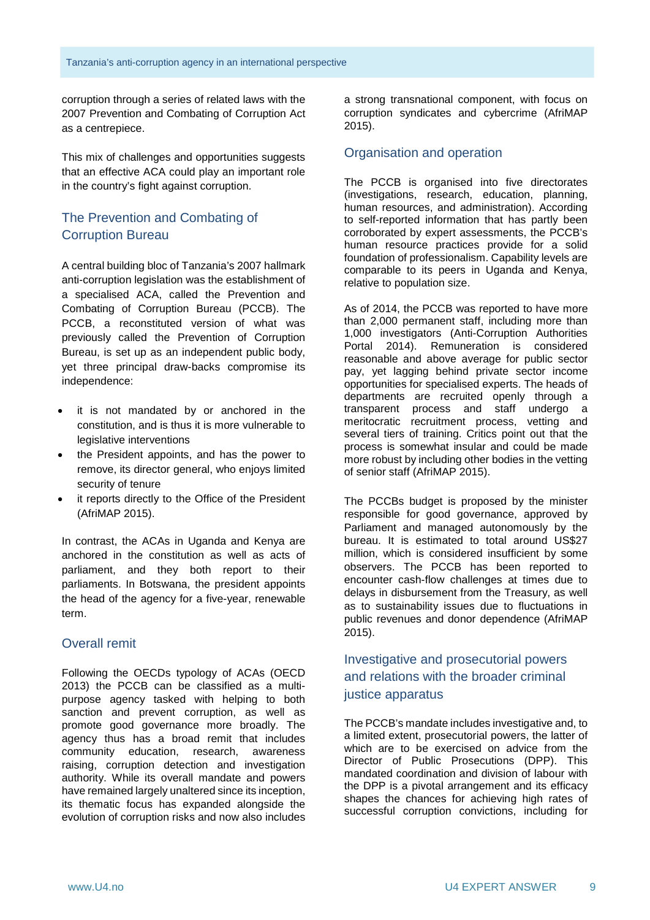corruption through a series of related laws with the 2007 Prevention and Combating of Corruption Act as a centrepiece.

This mix of challenges and opportunities suggests that an effective ACA could play an important role in the country's fight against corruption.

## The Prevention and Combating of Corruption Bureau

A central building bloc of Tanzania's 2007 hallmark anti-corruption legislation was the establishment of a specialised ACA, called the Prevention and Combating of Corruption Bureau (PCCB). The PCCB, a reconstituted version of what was previously called the Prevention of Corruption Bureau, is set up as an independent public body, yet three principal draw-backs compromise its independence:

- it is not mandated by or anchored in the constitution, and is thus it is more vulnerable to legislative interventions
- the President appoints, and has the power to remove, its director general, who enjoys limited security of tenure
- it reports directly to the Office of the President (AfriMAP 2015).

In contrast, the ACAs in Uganda and Kenya are anchored in the constitution as well as acts of parliament, and they both report to their parliaments. In Botswana, the president appoints the head of the agency for a five-year, renewable term.

## Overall remit

Following the OECDs typology of ACAs (OECD 2013) the PCCB can be classified as a multi-purpose agency tasked with helping to both sanction and prevent corruption, as well as promote good governance more broadly. The agency thus has a broad remit that includes community education, research, awareness raising, corruption detection and investigation authority. While its overall mandate and powers have remained largely unaltered since its inception, its thematic focus has expanded alongside the evolution of corruption risks and now also includes a strong transnational component, with focus on corruption syndicates and cybercrime (AfriMAP 2015).

## Organisation and operation

The PCCB is organised into five directorates (investigations, research, education, planning, human resources, and administration). According to self-reported information that has partly been corroborated by expert assessments, the PCCB's human resource practices provide for a solid foundation of professionalism. Capability levels are comparable to its peers in Uganda and Kenya, relative to population size.

As of 2014, the PCCB was reported to have more than 2,000 permanent staff, including more than 1,000 investigators (Anti-Corruption Authorities Portal 2014). Remuneration is considered reasonable and above average for public sector pay, yet lagging behind private sector income opportunities for specialised experts. The heads of departments are recruited openly through a transparent process and staff undergo a meritocratic recruitment process, vetting and several tiers of training. Critics point out that the process is somewhat insular and could be made more robust by including other bodies in the vetting of senior staff (AfriMAP 2015).

The PCCBs budget is proposed by the minister responsible for good governance, approved by Parliament and managed autonomously by the bureau. It is estimated to total around US$27 million, which is considered insufficient by some observers. The PCCB has been reported to encounter cash-flow challenges at times due to delays in disbursement from the Treasury, as well as to sustainability issues due to fluctuations in public revenues and donor dependence (AfriMAP 2015).

## Investigative and prosecutorial powers and relations with the broader criminal justice apparatus

The PCCB's mandate includes investigative and, to a limited extent, prosecutorial powers, the latter of which are to be exercised on advice from the Director of Public Prosecutions (DPP). This mandated coordination and division of labour with the DPP is a pivotal arrangement and its efficacy shapes the chances for achieving high rates of successful corruption convictions, including for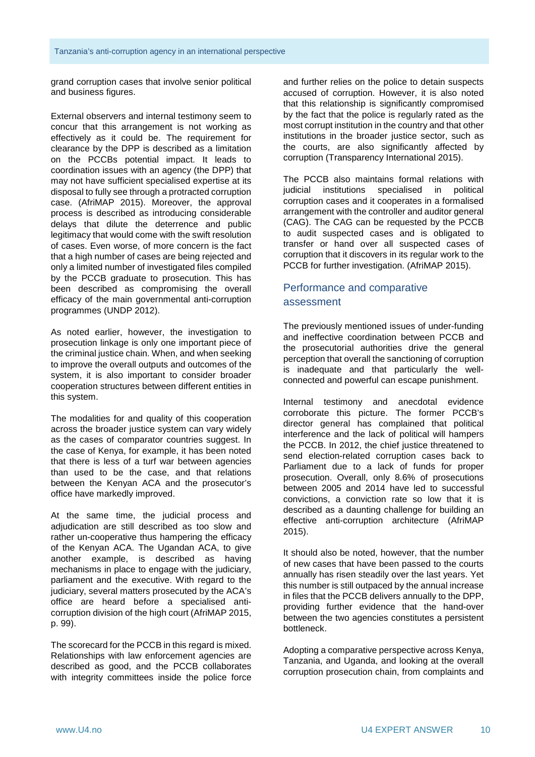grand corruption cases that involve senior political and business figures.

External observers and internal testimony seem to concur that this arrangement is not working as effectively as it could be. The requirement for clearance by the DPP is described as a limitation on the PCCBs potential impact. It leads to coordination issues with an agency (the DPP) that may not have sufficient specialised expertise at its disposal to fully see through a protracted corruption case. (AfriMAP 2015). Moreover, the approval process is described as introducing considerable delays that dilute the deterrence and public legitimacy that would come with the swift resolution of cases. Even worse, of more concern is the fact that a high number of cases are being rejected and only a limited number of investigated files compiled by the PCCB graduate to prosecution. This has been described as compromising the overall efficacy of the main governmental anti-corruption programmes (UNDP 2012).

As noted earlier, however, the investigation to prosecution linkage is only one important piece of the criminal justice chain. When, and when seeking to improve the overall outputs and outcomes of the system, it is also important to consider broader cooperation structures between different entities in this system.

The modalities for and quality of this cooperation across the broader justice system can vary widely as the cases of comparator countries suggest. In the case of Kenya, for example, it has been noted that there is less of a turf war between agencies than used to be the case, and that relations between the Kenyan ACA and the prosecutor's office have markedly improved.

At the same time, the judicial process and adjudication are still described as too slow and rather un-cooperative thus hampering the efficacy of the Kenyan ACA. The Ugandan ACA, to give another example, is described as having mechanisms in place to engage with the judiciary, parliament and the executive. With regard to the judiciary, several matters prosecuted by the ACA's office are heard before a specialised anti-corruption division of the high court (AfriMAP 2015, p. 99).

The scorecard for the PCCB in this regard is mixed. Relationships with law enforcement agencies are described as good, and the PCCB collaborates with integrity committees inside the police force and further relies on the police to detain suspects accused of corruption. However, it is also noted that this relationship is significantly compromised by the fact that the police is regularly rated as the most corrupt institution in the country and that other institutions in the broader justice sector, such as the courts, are also significantly affected by corruption (Transparency International 2015).

The PCCB also maintains formal relations with judicial institutions specialised in political corruption cases and it cooperates in a formalised arrangement with the controller and auditor general (CAG). The CAG can be requested by the PCCB to audit suspected cases and is obligated to transfer or hand over all suspected cases of corruption that it discovers in its regular work to the PCCB for further investigation. (AfriMAP 2015).

## Performance and comparative assessment

The previously mentioned issues of under-funding and ineffective coordination between PCCB and the prosecutorial authorities drive the general perception that overall the sanctioning of corruption is inadequate and that particularly the well-connected and powerful can escape punishment.

Internal testimony and anecdotal evidence corroborate this picture. The former PCCB's director general has complained that political interference and the lack of political will hampers the PCCB. In 2012, the chief justice threatened to send election-related corruption cases back to Parliament due to a lack of funds for proper prosecution. Overall, only 8.6% of prosecutions between 2005 and 2014 have led to successful convictions, a conviction rate so low that it is described as a daunting challenge for building an effective anti-corruption architecture (AfriMAP 2015).

It should also be noted, however, that the number of new cases that have been passed to the courts annually has risen steadily over the last years. Yet this number is still outpaced by the annual increase in files that the PCCB delivers annually to the DPP, providing further evidence that the hand-over between the two agencies constitutes a persistent bottleneck.

Adopting a comparative perspective across Kenya, Tanzania, and Uganda, and looking at the overall corruption prosecution chain, from complaints and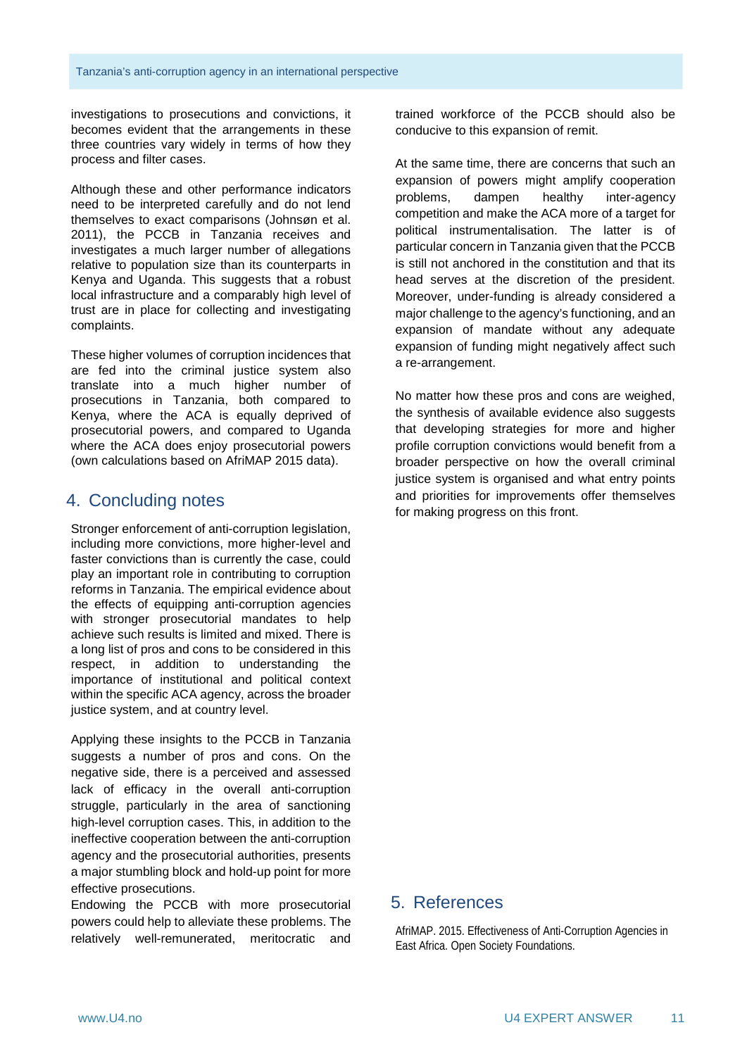investigations to prosecutions and convictions, it becomes evident that the arrangements in these three countries vary widely in terms of how they process and filter cases.

Although these and other performance indicators need to be interpreted carefully and do not lend themselves to exact comparisons (Johnsøn et al. 2011), the PCCB in Tanzania receives and investigates a much larger number of allegations relative to population size than its counterparts in Kenya and Uganda. This suggests that a robust local infrastructure and a comparably high level of trust are in place for collecting and investigating complaints.

These higher volumes of corruption incidences that are fed into the criminal justice system also translate into a much higher number of prosecutions in Tanzania, both compared to Kenya, where the ACA is equally deprived of prosecutorial powers, and compared to Uganda where the ACA does enjoy prosecutorial powers (own calculations based on AfriMAP 2015 data).

## 4. Concluding notes

Stronger enforcement of anti-corruption legislation, including more convictions, more higher-level and faster convictions than is currently the case, could play an important role in contributing to corruption reforms in Tanzania. The empirical evidence about the effects of equipping anti-corruption agencies with stronger prosecutorial mandates to help achieve such results is limited and mixed. There is a long list of pros and cons to be considered in this respect, in addition to understanding the importance of institutional and political context within the specific ACA agency, across the broader justice system, and at country level.

Applying these insights to the PCCB in Tanzania suggests a number of pros and cons. On the negative side, there is a perceived and assessed lack of efficacy in the overall anti-corruption struggle, particularly in the area of sanctioning high-level corruption cases. This, in addition to the ineffective cooperation between the anti-corruption agency and the prosecutorial authorities, presents a major stumbling block and hold-up point for more effective prosecutions.

Endowing the PCCB with more prosecutorial powers could help to alleviate these problems. The relatively well-remunerated, meritocratic and trained workforce of the PCCB should also be conducive to this expansion of remit.

At the same time, there are concerns that such an expansion of powers might amplify cooperation problems, dampen healthy inter-agency competition and make the ACA more of a target for political instrumentalisation. The latter is of particular concern in Tanzania given that the PCCB is still not anchored in the constitution and that its head serves at the discretion of the president. Moreover, under-funding is already considered a major challenge to the agency's functioning, and an expansion of mandate without any adequate expansion of funding might negatively affect such a re-arrangement.

No matter how these pros and cons are weighed, the synthesis of available evidence also suggests that developing strategies for more and higher profile corruption convictions would benefit from a broader perspective on how the overall criminal justice system is organised and what entry points and priorities for improvements offer themselves for making progress on this front.

## 5. References

AfriMAP. 2015. Effectiveness of Anti-Corruption Agencies in East Africa. Open Society Foundations.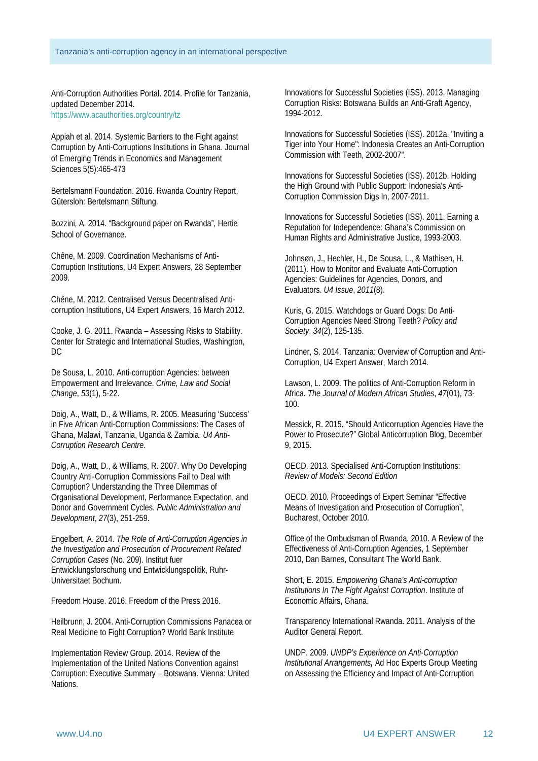Anti-Corruption Authorities Portal. 2014. Profile for Tanzania, updated December 2014. https://www.acauthorities.org/country/tz

Appiah et al. 2014. Systemic Barriers to the Fight against Corruption by Anti-Corruptions Institutions in Ghana. Journal of Emerging Trends in Economics and Management Sciences 5(5):465-473

Bertelsmann Foundation. 2016. Rwanda Country Report, Gütersloh: Bertelsmann Stiftung.

Bozzini, A. 2014. "Background paper on Rwanda", Hertie School of Governance.

Chêne, M. 2009. Coordination Mechanisms of Anti-Corruption Institutions, U4 Expert Answers, 28 September 2009.

Chêne, M. 2012. Centralised Versus Decentralised Anti-corruption Institutions, U4 Expert Answers, 16 March 2012.

Cooke, J. G. 2011. Rwanda – Assessing Risks to Stability. Center for Strategic and International Studies, Washington, DC

De Sousa, L. 2010. Anti-corruption Agencies: between Empowerment and Irrelevance. *Crime, Law and Social Change*, *53*(1), 5-22.

Doig, A., Watt, D., & Williams, R. 2005. Measuring 'Success' in Five African Anti-Corruption Commissions: The Cases of Ghana, Malawi, Tanzania, Uganda & Zambia. *U4 Anti-Corruption Research Centre.*

Doig, A., Watt, D., & Williams, R. 2007. Why Do Developing Country Anti-Corruption Commissions Fail to Deal with Corruption? Understanding the Three Dilemmas of Organisational Development, Performance Expectation, and Donor and Government Cycles. *Public Administration and Development*, *27*(3), 251-259.

Engelbert, A. 2014. *The Role of Anti-Corruption Agencies in the Investigation and Prosecution of Procurement Related Corruption Cases* (No. 209). Institut fuer Entwicklungsforschung und Entwicklungspolitik, Ruhr-Universitaet Bochum.

Freedom House. 2016. Freedom of the Press 2016.

Heilbrunn, J. 2004. Anti-Corruption Commissions Panacea or Real Medicine to Fight Corruption? World Bank Institute

Implementation Review Group. 2014. Review of the Implementation of the United Nations Convention against Corruption: Executive Summary – Botswana. Vienna: United Nations.

Innovations for Successful Societies (ISS). 2013. Managing Corruption Risks: Botswana Builds an Anti-Graft Agency, 1994-2012.

Innovations for Successful Societies (ISS). 2012a. "Inviting a Tiger into Your Home": Indonesia Creates an Anti-Corruption Commission with Teeth, 2002-2007".

Innovations for Successful Societies (ISS). 2012b. Holding the High Ground with Public Support: Indonesia's Anti-Corruption Commission Digs In, 2007-2011.

Innovations for Successful Societies (ISS). 2011. Earning a Reputation for Independence: Ghana's Commission on Human Rights and Administrative Justice, 1993-2003.

Johnsøn, J., Hechler, H., De Sousa, L., & Mathisen, H. (2011). How to Monitor and Evaluate Anti-Corruption Agencies: Guidelines for Agencies, Donors, and Evaluators. *U4 Issue*, *2011*(8).

Kuris, G. 2015. Watchdogs or Guard Dogs: Do Anti-Corruption Agencies Need Strong Teeth? *Policy and Society*, *34*(2), 125-135.

Lindner, S. 2014. Tanzania: Overview of Corruption and Anti-Corruption, U4 Expert Answer, March 2014.

Lawson, L. 2009. The politics of Anti-Corruption Reform in Africa. *The Journal of Modern African Studies*, *47*(01), 73-100.

Messick, R. 2015. "Should Anticorruption Agencies Have the Power to Prosecute?" Global Anticorruption Blog, December 9, 2015.

OECD. 2013. Specialised Anti-Corruption Institutions: *Review of Models: Second Edition*

OECD. 2010. Proceedings of Expert Seminar "Effective Means of Investigation and Prosecution of Corruption", Bucharest, October 2010.

Office of the Ombudsman of Rwanda. 2010. A Review of the Effectiveness of Anti-Corruption Agencies, 1 September 2010, Dan Barnes, Consultant The World Bank.

Short, E. 2015. *Empowering Ghana's Anti-corruption Institutions In The Fight Against Corruption*. Institute of Economic Affairs, Ghana.

Transparency International Rwanda. 2011. Analysis of the Auditor General Report.

UNDP. 2009. *UNDP's Experience on Anti-Corruption Institutional Arrangements,* Ad Hoc Experts Group Meeting on Assessing the Efficiency and Impact of Anti-Corruption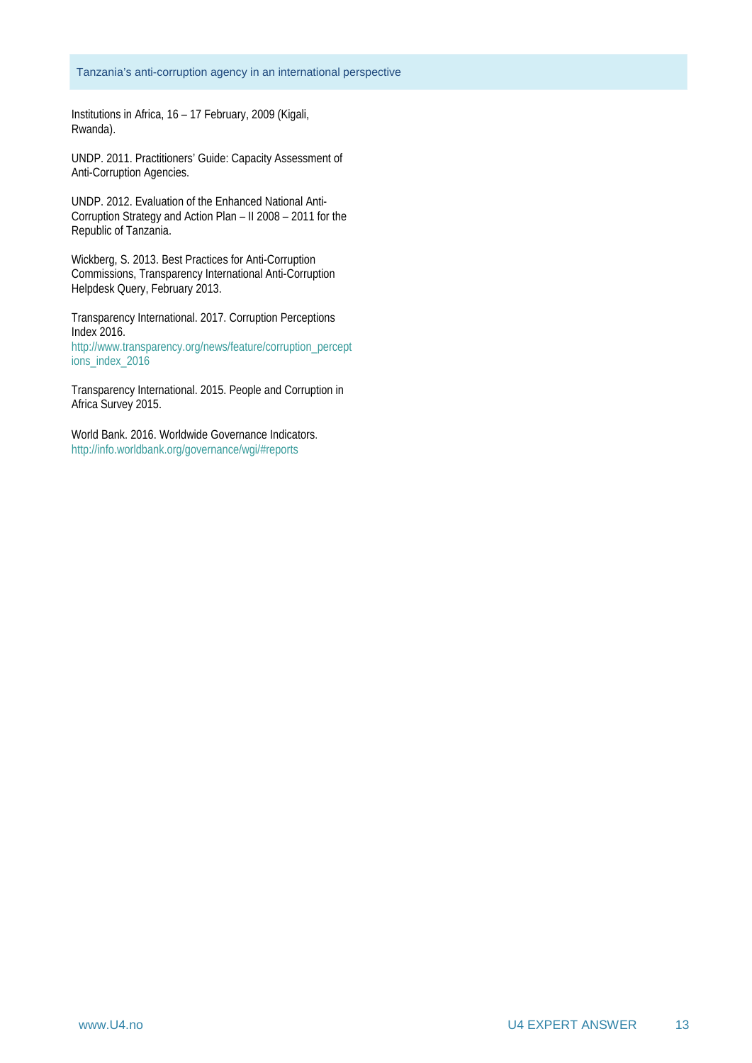Institutions in Africa, 16 – 17 February, 2009 (Kigali, Rwanda).

UNDP. 2011. Practitioners' Guide: Capacity Assessment of Anti-Corruption Agencies.

UNDP. 2012. Evaluation of the Enhanced National Anti-Corruption Strategy and Action Plan – II 2008 – 2011 for the Republic of Tanzania.

Wickberg, S. 2013. Best Practices for Anti-Corruption Commissions, Transparency International Anti-Corruption Helpdesk Query, February 2013.

Transparency International. 2017. Corruption Perceptions Index 2016. http://www.transparency.org/news/feature/corruption_perceptions_index_2016

Transparency International. 2015. People and Corruption in Africa Survey 2015.

World Bank. 2016. Worldwide Governance Indicators. http://info.worldbank.org/governance/wgi/#reports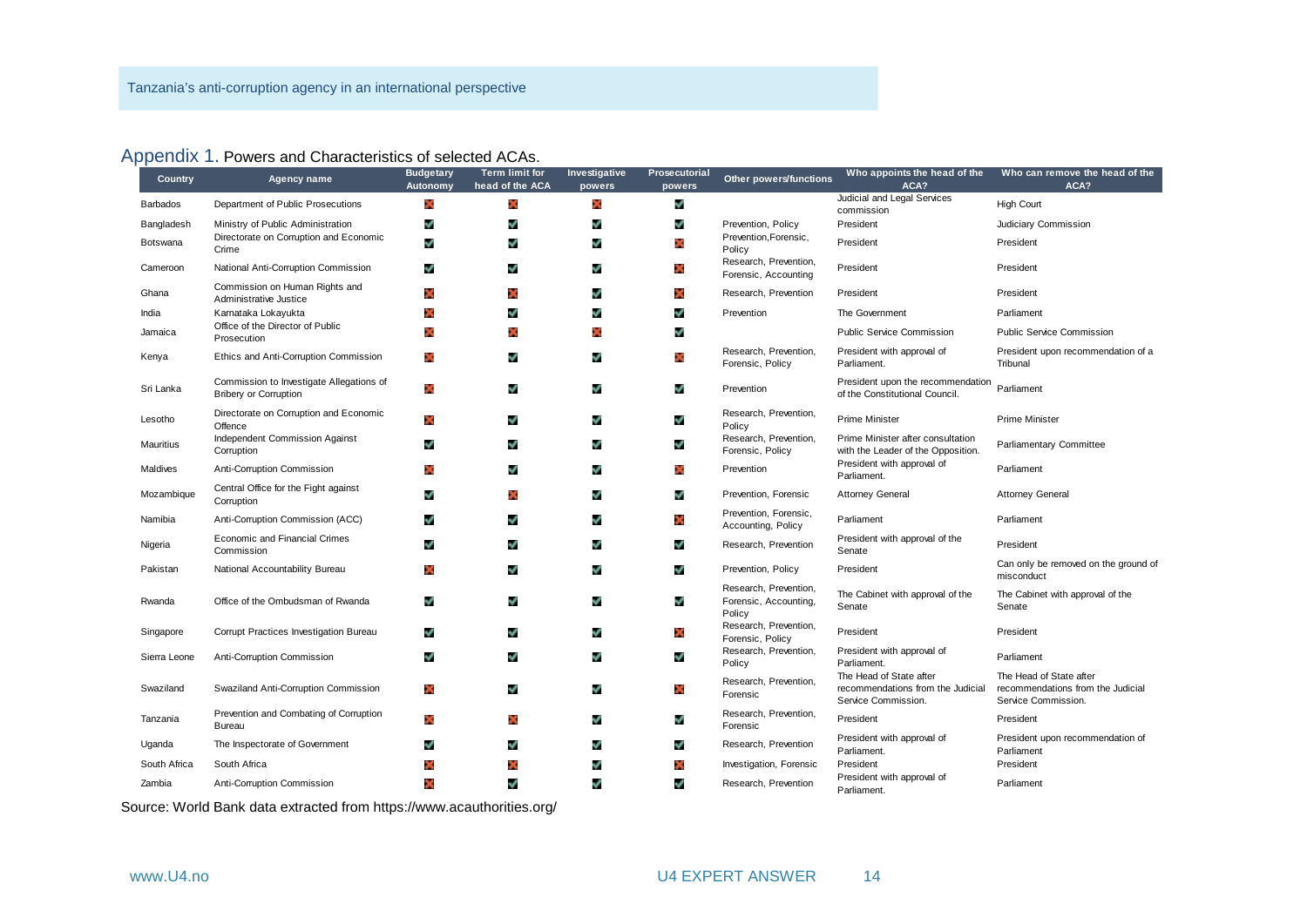## Appendix 1. Powers and Characteristics of selected ACAs.

| Country | Agency name | Budgetary Autonomy | Term limit for head of the ACA | Investigative powers | Prosecutorial powers | Other powers/functions | Who appoints the head of the ACA? | Who can remove the head of the ACA? |
|---|---|---|---|---|---|---|---|---|
| Barbados | Department of Public Prosecutions | ✗ | ✗ | ✗ | ✓ | | Judicial and Legal Services commission | High Court |
| Bangladesh | Ministry of Public Administration | ✓ | ✓ | ✓ | ✓ | Prevention, Policy | President | Judiciary Commission |
| Botswana | Directorate on Corruption and Economic Crime | ✓ | ✓ | ✓ | ✗ | Prevention,Forensic, Policy | President | President |
| Cameroon | National Anti-Corruption Commission | ✓ | ✓ | ✓ | ✗ | Research, Prevention, Forensic, Accounting | President | President |
| Ghana | Commission on Human Rights and Administrative Justice | ✗ | ✗ | ✓ | ✗ | Research, Prevention | President | President |
| India | Karnataka Lokayukta | ✗ | ✓ | ✓ | ✓ | Prevention | The Government | Parliament |
| Jamaica | Office of the Director of Public Prosecution | ✗ | ✗ | ✗ | ✓ | | Public Service Commission | Public Service Commission |
| Kenya | Ethics and Anti-Corruption Commission | ✗ | ✓ | ✓ | ✗ | Research, Prevention, Forensic, Policy | President with approval of Parliament. | President upon recommendation of a Tribunal |
| Sri Lanka | Commission to Investigate Allegations of Bribery or Corruption | ✗ | ✓ | ✓ | ✓ | Prevention | President upon the recommendation of the Constitutional Council. | Parliament |
| Lesotho | Directorate on Corruption and Economic Offence | ✗ | ✓ | ✓ | ✓ | Research, Prevention, Policy | Prime Minister | Prime Minister |
| Mauritius | Independent Commission Against Corruption | ✓ | ✓ | ✓ | ✓ | Research, Prevention, Forensic, Policy | Prime Minister after consultation with the Leader of the Opposition. | Parliamentary Committee |
| Maldives | Anti-Corruption Commission | ✗ | ✓ | ✓ | ✗ | Prevention | President with approval of Parliament. | Parliament |
| Mozambique | Central Office for the Fight against Corruption | ✓ | ✗ | ✓ | ✓ | Prevention, Forensic | Attorney General | Attorney General |
| Namibia | Anti-Corruption Commission (ACC) | ✓ | ✓ | ✓ | ✗ | Prevention, Forensic, Accounting, Policy | Parliament | Parliament |
| Nigeria | Economic and Financial Crimes Commission | ✓ | ✓ | ✓ | ✓ | Research, Prevention | President with approval of the Senate | President |
| Pakistan | National Accountability Bureau | ✗ | ✓ | ✓ | ✓ | Prevention, Policy | President | Can only be removed on the ground of misconduct |
| Rwanda | Office of the Ombudsman of Rwanda | ✓ | ✓ | ✓ | ✓ | Research, Prevention, Forensic, Accounting, Policy | The Cabinet with approval of the Senate | The Cabinet with approval of the Senate |
| Singapore | Corrupt Practices Investigation Bureau | ✓ | ✓ | ✓ | ✗ | Research, Prevention, Forensic, Policy | President | President |
| Sierra Leone | Anti-Corruption Commission | ✓ | ✓ | ✓ | ✓ | Research, Prevention, Policy | President with approval of Parliament. | Parliament |
| Swaziland | Swaziland Anti-Corruption Commission | ✗ | ✓ | ✓ | ✗ | Research, Prevention, Forensic | The Head of State after recommendations from the Judicial Service Commission. | The Head of State after recommendations from the Judicial Service Commission. |
| Tanzania | Prevention and Combating of Corruption Bureau | ✗ | ✗ | ✓ | ✓ | Research, Prevention, Forensic | President | President |
| Uganda | The Inspectorate of Government | ✓ | ✓ | ✓ | ✓ | Research, Prevention | President with approval of Parliament. | President upon recommendation of Parliament |
| South Africa | South Africa | ✗ | ✗ | ✓ | ✗ | Investigation, Forensic | President | President |
| Zambia | Anti-Corruption Commission | ✗ | ✓ | ✓ | ✓ | Research, Prevention | President with approval of Parliament. | Parliament |

Source: World Bank data extracted from https://www.acauthorities.org/